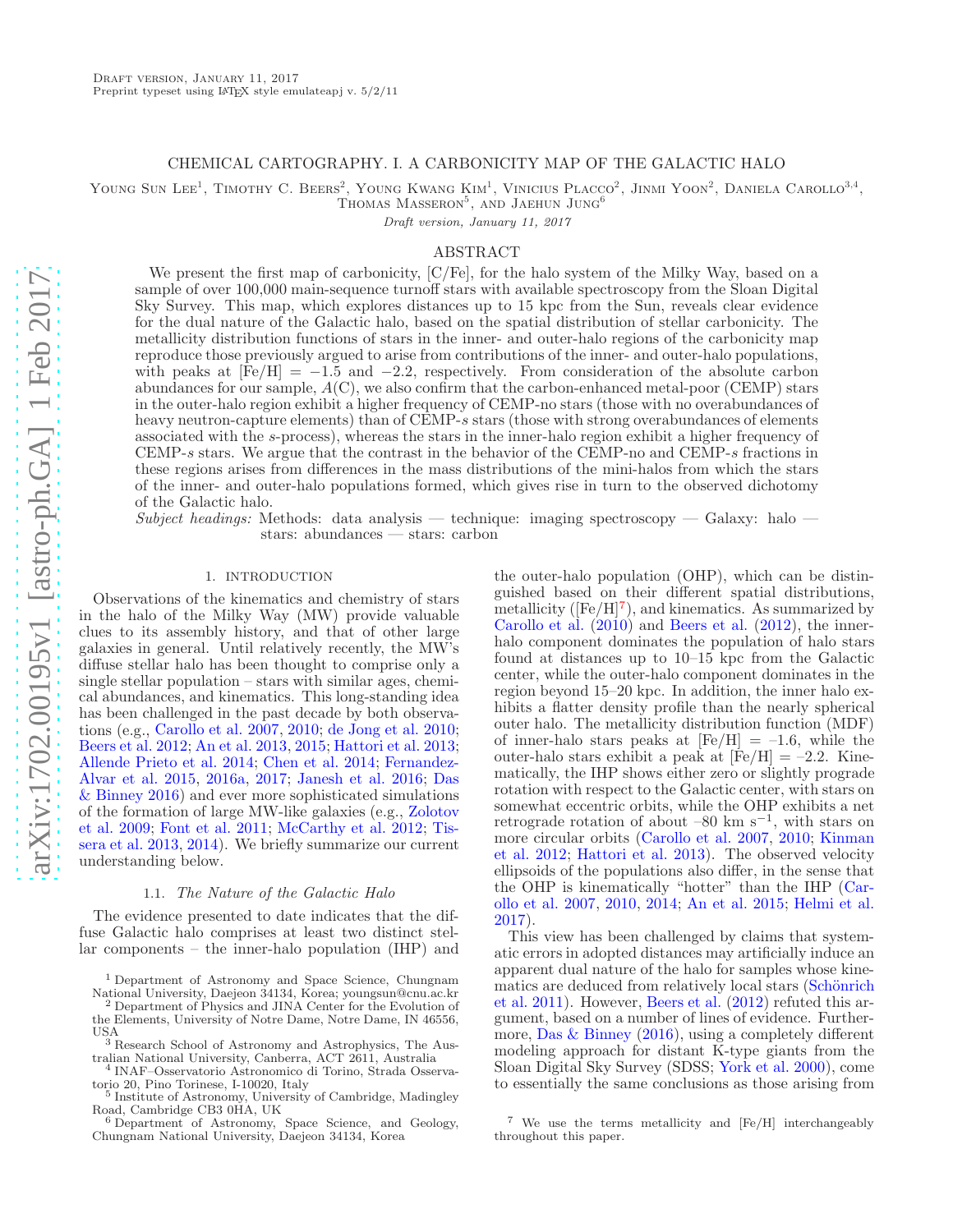Draft version, January 11, 2017
Preprint typeset using LaTeX style emulateapj v. 5/2/11

# CHEMICAL CARTOGRAPHY. I. A CARBONICITY MAP OF THE GALACTIC HALO

Young Sun Lee[1], Timothy C. Beers[2], Young Kwang Kim[1], Vinicius Placco[2], Jinmi Yoon[2], Daniela Carollo[3,4], Thomas Masseron[5], and Jaehun Jung[6]

*Draft version, January 11, 2017*

## ABSTRACT

We present the first map of carbonicity, [C/Fe], for the halo system of the Milky Way, based on a sample of over 100,000 main-sequence turnoff stars with available spectroscopy from the Sloan Digital Sky Survey. This map, which explores distances up to 15 kpc from the Sun, reveals clear evidence for the dual nature of the Galactic halo, based on the spatial distribution of stellar carbonicity. The metallicity distribution functions of stars in the inner- and outer-halo regions of the carbonicity map reproduce those previously argued to arise from contributions of the inner- and outer-halo populations, with peaks at [Fe/H] = −1.5 and −2.2, respectively. From consideration of the absolute carbon abundances for our sample, $A$(C), we also confirm that the carbon-enhanced metal-poor (CEMP) stars in the outer-halo region exhibit a higher frequency of CEMP-no stars (those with no overabundances of heavy neutron-capture elements) than of CEMP-*s* stars (those with strong overabundances of elements associated with the *s*-process), whereas the stars in the inner-halo region exhibit a higher frequency of CEMP-*s* stars. We argue that the contrast in the behavior of the CEMP-no and CEMP-*s* fractions in these regions arises from differences in the mass distributions of the mini-halos from which the stars of the inner- and outer-halo populations formed, which gives rise in turn to the observed dichotomy of the Galactic halo.

*Subject headings:* Methods: data analysis — technique: imaging spectroscopy — Galaxy: halo — stars: abundances — stars: carbon

## 1. INTRODUCTION

Observations of the kinematics and chemistry of stars in the halo of the Milky Way (MW) provide valuable clues to its assembly history, and that of other large galaxies in general. Until relatively recent, the MW's diffuse stellar halo has been thought to comprise only a single stellar population – stars with similar ages, chemical abundances, and kinematics. This long-standing idea has been challenged in the past decade by both observations (e.g., Carollo et al. 2007, 2010; de Jong et al. 2010; Beers et al. 2012; An et al. 2013, 2015; Hattori et al. 2013; Allende Prieto et al. 2014; Chen et al. 2014; Fernandez-Alvar et al. 2015, 2016a, 2017; Janesh et al. 2016; Das & Binney 2016) and ever more sophisticated simulations of the formation of large MW-like galaxies (e.g., Zolotov et al. 2009; Font et al. 2011; McCarthy et al. 2012; Tissera et al. 2013, 2014). We briefly summarize our current understanding below.

### 1.1. *The Nature of the Galactic Halo*

The evidence presented to date indicates that the diffuse Galactic halo comprises at least two distinct stellar components – the inner-halo population (IHP) and the outer-halo population (OHP), which can be distinguished based on their different spatial distributions, metallicity ([Fe/H][7]), and kinematics. As summarized by Carollo et al. (2010) and Beers et al. (2012), the inner-halo component dominates the population of halo stars found at distances up to 10–15 kpc from the Galactic center, while the outer-halo component dominates in the region beyond 15–20 kpc. In addition, the inner halo exhibits a flatter density profile than the nearly spherical outer halo. The metallicity distribution function (MDF) of inner-halo stars peaks at [Fe/H] = –1.6, while the outer-halo stars exhibit a peak at [Fe/H] = –2.2. Kinematically, the IHP shows either zero or slightly prograde rotation with respect to the Galactic center, with stars on somewhat eccentric orbits, while the OHP exhibits a net retrograde rotation of about –80 km s$^{-1}$, with stars on more circular orbits (Carollo et al. 2007, 2010; Kinman et al. 2012; Hattori et al. 2013). The observed velocity ellipsoids of the populations also differ, in the sense that the OHP is kinematically "hotter" than the IHP (Carollo et al. 2007, 2010, 2014; An et al. 2015; Helmi et al. 2017).

This view has been challenged by claims that systematic errors in adopted distances may artificially induce an apparent dual nature of the halo for samples whose kinematics are deduced from relatively local stars (Schönrich et al. 2011). However, Beers et al. (2012) refuted this argument, based on a number of lines of evidence. Furthermore, Das & Binney (2016), using a completely different modeling approach for distant K-type giants from the Sloan Digital Sky Survey (SDSS; York et al. 2000), come to essentially the same conclusions as those arising from

[1] Department of Astronomy and Space Science, Chungnam National University, Daejeon 34134, Korea; youngsun@cnu.ac.kr
[2] Department of Physics and JINA Center for the Evolution of the Elements, University of Notre Dame, Notre Dame, IN 46556, USA
[3] Research School of Astronomy and Astrophysics, The Australian National University, Canberra, ACT 2611, Australia
[4] INAF–Osservatorio Astronomico di Torino, Strada Osservatorio 20, Pino Torinese, I-10020, Italy
[5] Institute of Astronomy, University of Cambridge, Madingley Road, Cambridge CB3 0HA, UK
[6] Department of Astronomy, Space Science, and Geology, Chungnam National University, Daejeon 34134, Korea

[7] We use the terms metallicity and [Fe/H] interchangeably throughout this paper.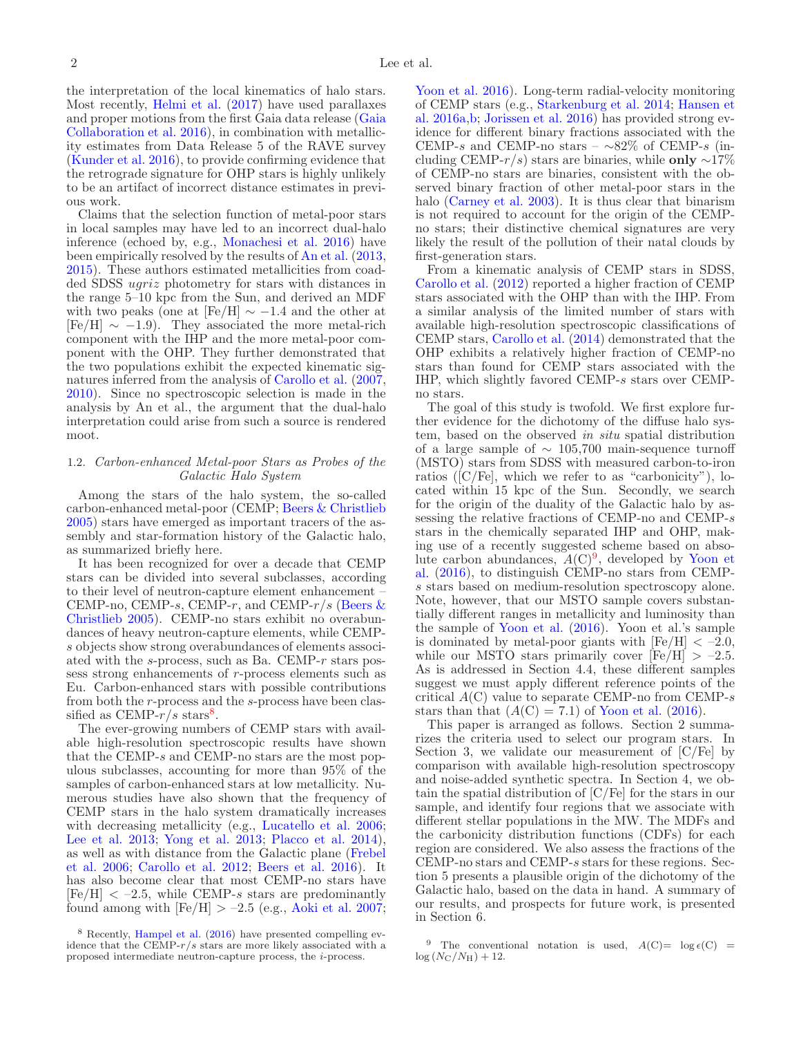the interpretation of the local kinematics of halo stars. Most recently, Helmi et al. (2017) have used parallaxes and proper motions from the first Gaia data release (Gaia Collaboration et al. 2016), in combination with metallicity estimates from Data Release 5 of the RAVE survey (Kunder et al. 2016), to provide confirming evidence that the retrograde signature for OHP stars is highly unlikely to be an artifact of incorrect distance estimates in previous work.

Claims that the selection function of metal-poor stars in local samples may have led to an incorrect dual-halo inference (echoed by, e.g., Monachesi et al. 2016) have been empirically resolved by the results of An et al. (2013, 2015). These authors estimated metallicities from coadded SDSS *ugriz* photometry for stars with distances in the range 5–10 kpc from the Sun, and derived an MDF with two peaks (one at [Fe/H] $\sim -1.4$ and the other at [Fe/H] $\sim -1.9$). They associated the more metal-rich component with the IHP and the more metal-poor component with the OHP. They further demonstrated that the two populations exhibit the expected kinematic signatures inferred from the analysis of Carollo et al. (2007, 2010). Since no spectroscopic selection is made in the analysis by An et al., the argument that the dual-halo interpretation could arise from such a source is rendered moot.

### 1.2. *Carbon-enhanced Metal-poor Stars as Probes of the Galactic Halo System*

Among the stars of the halo system, the so-called carbon-enhanced metal-poor (CEMP; Beers & Christlieb 2005) stars have emerged as important tracers of the assembly and star-formation history of the Galactic halo, as summarized briefly here.

It has been recognized for over a decade that CEMP stars can be divided into several subclasses, according to their level of neutron-capture element enhancement – CEMP-no, CEMP-*s*, CEMP-*r*, and CEMP-*r*/*s* (Beers & Christlieb 2005). CEMP-no stars exhibit no overabundances of heavy neutron-capture elements, while CEMP-*s* objects show strong overabundances of elements associated with the *s*-process, such as Ba. CEMP-*r* stars possess strong enhancements of *r*-process elements such as Eu. Carbon-enhanced stars with possible contributions from both the *r*-process and the *s*-process have been classified as CEMP-*r*/*s* stars[8].

The ever-growing numbers of CEMP stars with available high-resolution spectroscopic results have shown that the CEMP-*s* and CEMP-no stars are the most populous subclasses, accounting for more than 95% of the samples of carbon-enhanced stars at low metallicity. Numerous studies have also shown that the frequency of CEMP stars in the halo system dramatically increases with decreasing metallicity (e.g., Lucatello et al. 2006; Lee et al. 2013; Yong et al. 2013; Placco et al. 2014), as well as with distance from the Galactic plane (Frebel et al. 2006; Carollo et al. 2012; Beers et al. 2016). It has also become clear that most CEMP-no stars have [Fe/H] $<$ –2.5, while CEMP-*s* stars are predominantly found among with [Fe/H] $>$ –2.5 (e.g., Aoki et al. 2007; Yoon et al. 2016). Long-term radial-velocity monitoring of CEMP stars (e.g., Starkenburg et al. 2014; Hansen et al. 2016a,b; Jorissen et al. 2016) has provided strong evidence for different binary fractions associated with the CEMP-*s* and CEMP-no stars – ∼82% of CEMP-*s* (including CEMP-*r*/*s*) stars are binaries, while **only** ∼17% of CEMP-no stars are binaries, consistent with the observed binary fraction of other metal-poor stars in the halo (Carney et al. 2003). It is thus clear that binarism is not required to account for the origin of the CEMP-no stars; their distinctive chemical signatures are very likely the result of the pollution of their natal clouds by first-generation stars.

From a kinematic analysis of CEMP stars in SDSS, Carollo et al. (2012) reported a higher fraction of CEMP stars associated with the OHP than with the IHP. From a similar analysis of the limited number of stars with available high-resolution spectroscopic classifications of CEMP stars, Carollo et al. (2014) demonstrated that the OHP exhibits a relatively higher fraction of CEMP-no stars than found for CEMP stars associated with the IHP, which slightly favored CEMP-*s* stars over CEMP-no stars.

The goal of this study is twofold. We first explore further evidence for the dichotomy of the diffuse halo system, based on the observed *in situ* spatial distribution of a large sample of ∼ 105,700 main-sequence turnoff (MSTO) stars from SDSS with measured carbon-to-iron ratios ([C/Fe], which we refer to as "carbonicity"), located within 15 kpc of the Sun. Secondly, we search for the origin of the duality of the Galactic halo by assessing the relative fractions of CEMP-no and CEMP-*s* stars in the chemically separated IHP and OHP, making use of a recently suggested scheme based on absolute carbon abundances, $A$(C)[9], developed by Yoon et al. (2016), to distinguish CEMP-no stars from CEMP-*s* stars based on medium-resolution spectroscopy alone. Note, however, that our MSTO sample covers substantially different ranges in metallicity and luminosity than the sample of Yoon et al. (2016). Yoon et al.'s sample is dominated by metal-poor giants with [Fe/H] $<$ –2.0, while our MSTO stars primarily cover [Fe/H] $>$ –2.5. As is addressed in Section 4.4, these different samples suggest we must apply different reference points of the critical $A$(C) value to separate CEMP-no from CEMP-*s* stars than that ($A$(C) = 7.1) of Yoon et al. (2016).

This paper is arranged as follows. Section 2 summarizes the criteria used to select our program stars. In Section 3, we validate our measurement of [C/Fe] by comparison with available high-resolution spectroscopy and noise-added synthetic spectra. In Section 4, we obtain the spatial distribution of [C/Fe] for the stars in our sample, and identify four regions that we associate with different stellar populations in the MW. The MDFs and the carbonicity distribution functions (CDFs) for each region are considered. We also assess the fractions of the CEMP-no stars and CEMP-*s* stars for these regions. Section 5 presents a plausible origin of the dichotomy of the Galactic halo, based on the data in hand. A summary of our results, and prospects for future work, is presented in Section 6.

[8] Recently, Hampel et al. (2016) have presented compelling evidence that the CEMP-*r*/*s* stars are more likely associated with a proposed intermediate neutron-capture process, the *i*-process.

[9] The conventional notation is used, $A(\mathrm{C}) = \log\epsilon(\mathrm{C}) = \log(N_{\mathrm{C}}/N_{\mathrm{H}}) + 12$.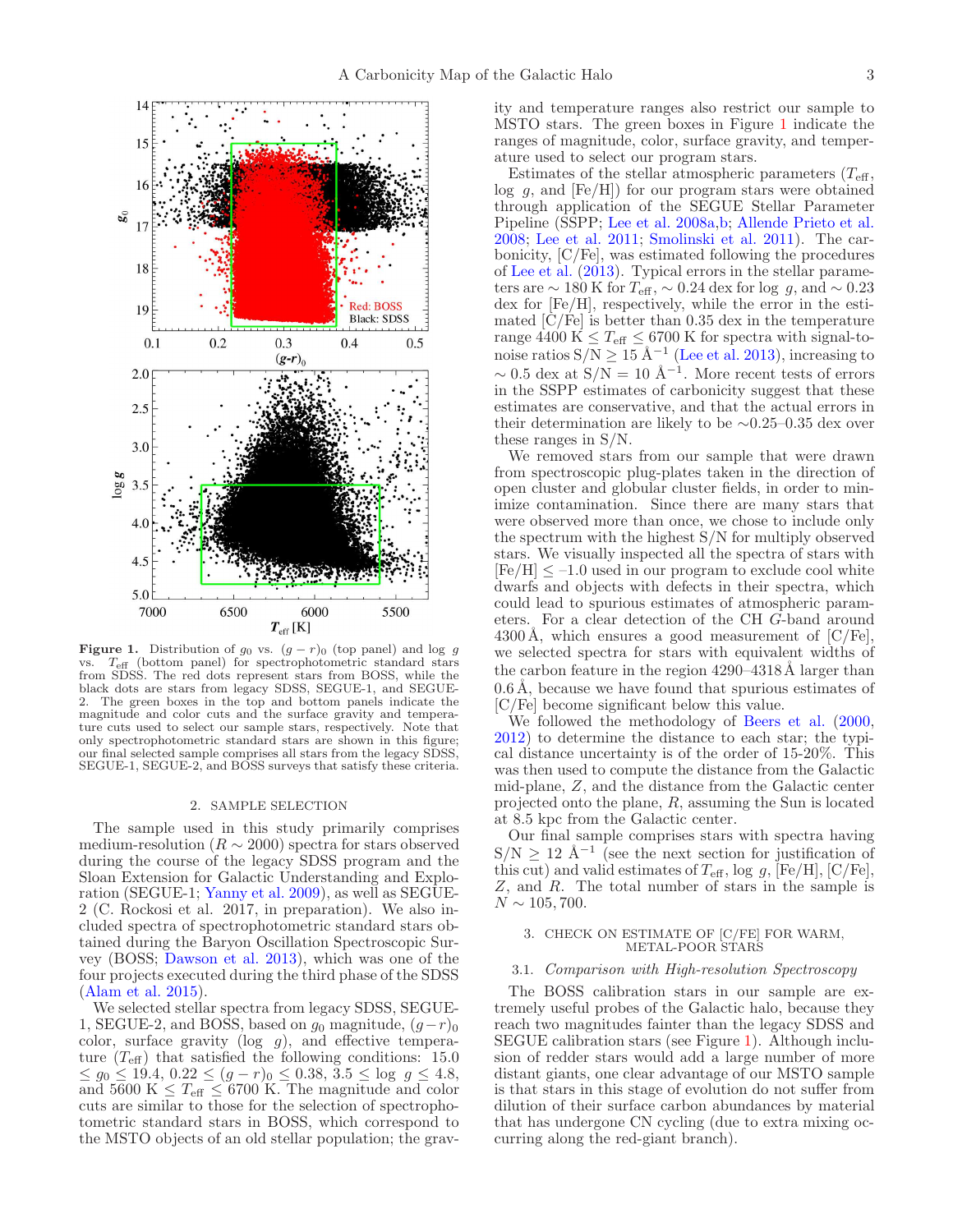**Figure 1.** Distribution of $g_0$ vs. $(g-r)_0$ (top panel) and log $g$ vs. $T_{\rm eff}$ (bottom panel) for spectrophotometric standard stars from SDSS. The red dots represent stars from BOSS, while the black dots are stars from legacy SDSS, SEGUE-1, and SEGUE-2. The green boxes in the top and bottom panels indicate the magnitude and color cuts and the surface gravity and temperature cuts used to select our sample stars, respectively. Note that only spectrophotometric standard stars are shown in this figure; our final selected sample comprises all stars from the legacy SDSS, SEGUE-1, SEGUE-2, and BOSS surveys that satisfy these criteria.

## 2. SAMPLE SELECTION

The sample used in this study primarily comprises medium-resolution ($R \sim 2000$) spectra for stars observed during the course of the legacy SDSS program and the Sloan Extension for Galactic Understanding and Exploration (SEGUE-1; Yanny et al. 2009), as well as SEGUE-2 (C. Rockosi et al. 2017, in preparation). We also included spectra of spectrophotometric standard stars obtained during the Baryon Oscillation Spectroscopic Survey (BOSS; Dawson et al. 2013), which was one of the four projects executed during the third phase of the SDSS (Alam et al. 2015).

We selected stellar spectra from legacy SDSS, SEGUE-1, SEGUE-2, and BOSS, based on $g_0$ magnitude, $(g-r)_0$ color, surface gravity (log $g$), and effective temperature ($T_{\rm eff}$) that satisfied the following conditions: $15.0 \leq g_0 \leq 19.4$, $0.22 \leq (g-r)_0 \leq 0.38$, $3.5 \leq \log g \leq 4.8$, and 5600 K $\leq T_{\rm eff} \leq$ 6700 K. The magnitude and color cuts are similar to those for the selection of spectrophotometric standard stars in BOSS, which correspond to the MSTO objects of an old stellar population; the gravity and temperature ranges also restrict our sample to MSTO stars. The green boxes in Figure 1 indicate the ranges of magnitude, color, surface gravity, and temperature used to select our program stars.

Estimates of the stellar atmospheric parameters ($T_{\rm eff}$, log $g$, and [Fe/H]) for our program stars were obtained through application of the SEGUE Stellar Parameter Pipeline (SSPP; Lee et al. 2008a,b; Allende Prieto et al. 2008; Lee et al. 2011; Smolinski et al. 2011). The carbonicity, [C/Fe], was estimated following the procedures of Lee et al. (2013). Typical errors in the stellar parameters are $\sim$ 180 K for $T_{\rm eff}$, $\sim$ 0.24 dex for log $g$, and $\sim$ 0.23 dex for [Fe/H], respectively, while the error in the estimated [C/Fe] is better than 0.35 dex in the temperature range 4400 K $\leq T_{\rm eff} \leq$ 6700 K for spectra with signal-to-noise ratios S/N $\geq 15$ Å$^{-1}$ (Lee et al. 2013), increasing to $\sim$ 0.5 dex at S/N = 10 Å$^{-1}$. More recent tests of errors in the SSPP estimates of carbonicity suggest that these estimates are conservative, and that the actual errors in their determination are likely to be $\sim$0.25–0.35 dex over these ranges in S/N.

We removed stars from our sample that were drawn from spectroscopic plug-plates taken in the direction of open cluster and globular cluster fields, in order to minimize contamination. Since there are many stars that were observed more than once, we chose to include only the spectrum with the highest S/N for multiply observed stars. We visually inspected all the spectra of stars with [Fe/H] $\leq$ –1.0 used in our program to exclude cool white dwarfs and objects with defects in their spectra, which could lead to spurious estimates of atmospheric parameters. For a clear detection of the CH $G$-band around 4300 Å, which ensures a good measurement of [C/Fe], we selected spectra for stars with equivalent widths of the carbon feature in the region 4290–4318 Å larger than 0.6 Å, because we have found that spurious estimates of [C/Fe] become significant below this value.

We followed the methodology of Beers et al. (2000, 2012) to determine the distance to each star; the typical distance uncertainty is of the order of 15-20%. This was then used to compute the distance from the Galactic mid-plane, $Z$, and the distance from the Galactic center projected onto the plane, $R$, assuming the Sun is located at 8.5 kpc from the Galactic center.

Our final sample comprises stars with spectra having S/N $\geq 12$ Å$^{-1}$ (see the next section for justification of this cut) and valid estimates of $T_{\rm eff}$, log $g$, [Fe/H], [C/Fe], $Z$, and $R$. The total number of stars in the sample is $N \sim 105,700$.

## 3. CHECK ON ESTIMATE OF [C/FE] FOR WARM, METAL-POOR STARS

### 3.1. *Comparison with High-resolution Spectroscopy*

The BOSS calibration stars in our sample are extremely useful probes of the Galactic halo, because they reach two magnitudes fainter than the legacy SDSS and SEGUE calibration stars (see Figure 1). Although inclusion of redder stars would add a large number of more distant giants, one clear advantage of our MSTO sample is that stars in this stage of evolution do not suffer from dilution of their surface carbon abundances by material that has undergone CN cycling (due to extra mixing occurring along the red-giant branch).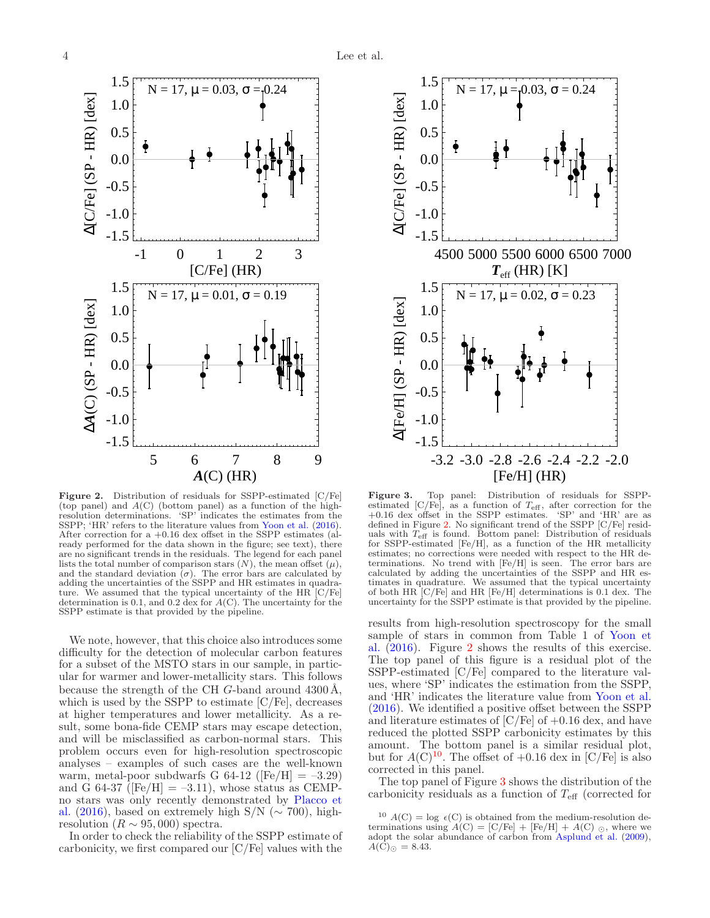**Figure 2.** Distribution of residuals for SSPP-estimated [C/Fe] (top panel) and $A$(C) (bottom panel) as a function of the high-resolution determinations. 'SP' indicates the estimates from the SSPP; 'HR' refers to the literature values from Yoon et al. (2016). After correction for a +0.16 dex offset in the SSPP estimates (already performed for the data shown in the figure; see text), there are no significant trends in the residuals. The legend for each panel lists the total number of comparison stars ($N$), the mean offset ($\mu$), and the standard deviation ($\sigma$). The error bars are calculated by adding the uncertainties of the SSPP and HR estimates in quadrature. We assumed that the typical uncertainty of the HR [C/Fe] determination is 0.1, and 0.2 dex for $A$(C). The uncertainty for the SSPP estimate is that provided by the pipeline.

**Figure 3.** Top panel: Distribution of residuals for SSPP-estimated [C/Fe], as a function of $T_{\rm eff}$, after correction for the +0.16 dex offset in the SSPP estimates. 'SP' and 'HR' are as defined in Figure 2. No significant trend of the SSPP [C/Fe] residuals with $T_{\rm eff}$ is found. Bottom panel: Distribution of residuals for SSPP-estimated [Fe/H], as a function of the HR metallicity estimates; no corrections were needed with respect to the HR determinations. No trend with [Fe/H] is seen. The error bars are calculated by adding the uncertainties of the SSPP and HR estimates in quadrature. We assumed that the typical uncertainty of both HR [C/Fe] and HR [Fe/H] determinations is 0.1 dex. The uncertainty for the SSPP estimate is that provided by the pipeline.

We note, however, that this choice also introduces some difficulty for the detection of molecular carbon features for a subset of the MSTO stars in our sample, in particular for warmer and lower-metallicity stars. This follows because the strength of the CH $G$-band around 4300 Å, which is used by the SSPP to estimate [C/Fe], decreases at higher temperatures and lower metallicity. As a result, some bona-fide CEMP stars may escape detection, and will be misclassified as carbon-normal stars. This problem occurs even for high-resolution spectroscopic analyses – examples of such cases are the well-known warm, metal-poor subdwarfs G 64-12 ([Fe/H] = –3.29) and G 64-37 ([Fe/H] = –3.11), whose status as CEMP-no stars was only recently demonstrated by Placco et al. (2016), based on extremely high S/N ($\sim$ 700), high-resolution ($R \sim 95,000$) spectra.

In order to check the reliability of the SSPP estimate of carbonicity, we first compared our [C/Fe] values with the results from high-resolution spectroscopy for the small sample of stars in common from Table 1 of Yoon et al. (2016). Figure 2 shows the results of this exercise. The top panel of this figure is a residual plot of the SSPP-estimated [C/Fe] compared to the literature values, where 'SP' indicates the estimation from the SSPP, and 'HR' indicates the literature value from Yoon et al. (2016). We identified a positive offset between the SSPP and literature estimates of [C/Fe] of +0.16 dex, and have reduced the plotted SSPP carbonicity estimates by this amount. The bottom panel is a similar residual plot, but for $A$(C)[10]. The offset of +0.16 dex in [C/Fe] is also corrected in this panel.

The top panel of Figure 3 shows the distribution of the carbonicity residuals as a function of $T_{\rm eff}$ (corrected for

[10] $A$(C) = log $\epsilon$(C) is obtained from the medium-resolution determinations using $A$(C) = [C/Fe] + [Fe/H] + $A$(C)$_\odot$, where we adopt the solar abundance of carbon from Asplund et al. (2009), $A$(C)$_\odot$ = 8.43.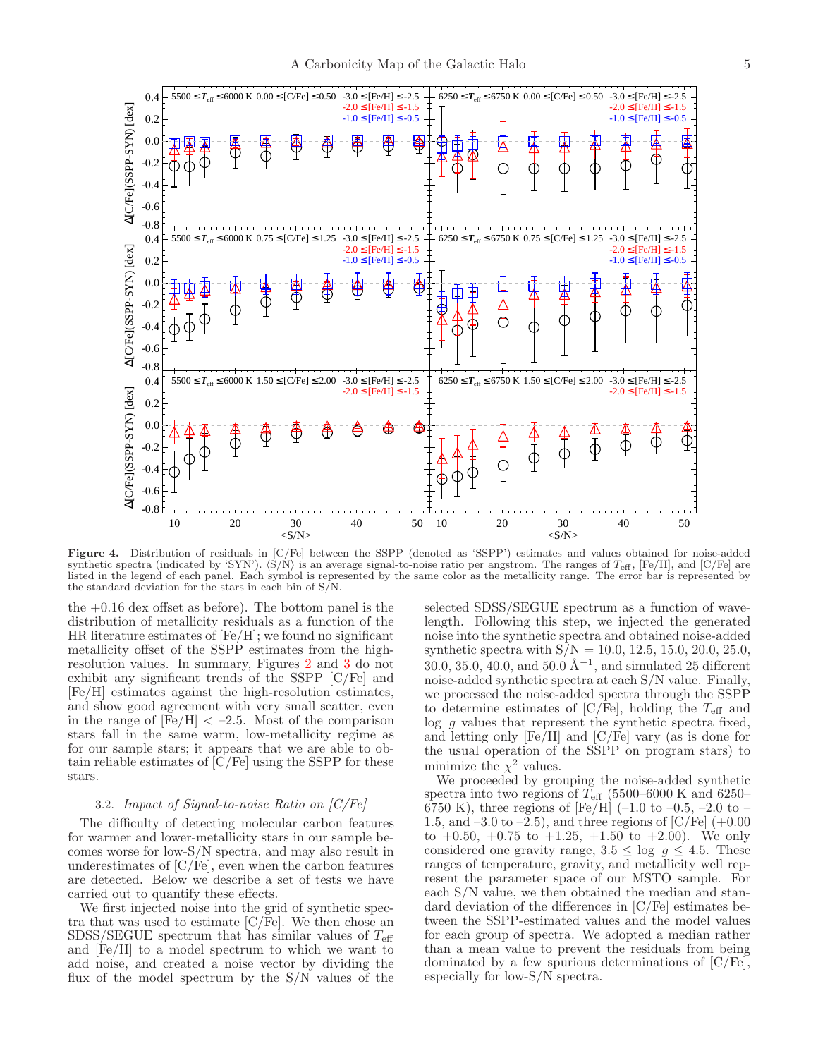**Figure 4.** Distribution of residuals in [C/Fe] between the SSPP (denoted as 'SSPP') estimates and values obtained for noise-added synthetic spectra (indicated by 'SYN'). ⟨S/N⟩ is an average signal-to-noise ratio per angstrom. The ranges of $T_{\rm eff}$, [Fe/H], and [C/Fe] are listed in the legend of each panel. Each symbol is represented by the same color as the metallicity range. The error bar is represented by the standard deviation for the stars in each bin of S/N.

the +0.16 dex offset as before). The bottom panel is the distribution of metallicity residuals as a function of the HR literature estimates of [Fe/H]; we found no significant metallicity offset of the SSPP estimates from the high-resolution values. In summary, Figures 2 and 3 do not exhibit any significant trends of the SSPP [C/Fe] and [Fe/H] estimates against the high-resolution estimates, and show good agreement with very small scatter, even in the range of [Fe/H] < –2.5. Most of the comparison stars fall in the same warm, low-metallicity regime as for our sample stars; it appears that we are able to obtain reliable estimates of [C/Fe] using the SSPP for these stars.

### 3.2. *Impact of Signal-to-noise Ratio on [C/Fe]*

The difficulty of detecting molecular carbon features for warmer and lower-metallicity stars in our sample becomes worse for low-S/N spectra, and may also result in underestimates of [C/Fe], even when the carbon features are detected. Below we describe a set of tests we have carried out to quantify these effects.

We first injected noise into the grid of synthetic spectra that was used to estimate [C/Fe]. We then chose an SDSS/SEGUE spectrum that has similar values of $T_{\rm eff}$ and [Fe/H] to a model spectrum to which we want to add noise, and created a noise vector by dividing the flux of the model spectrum by the S/N values of the selected SDSS/SEGUE spectrum as a function of wavelength. Following this step, we injected the generated noise into the synthetic spectra and obtained noise-added synthetic spectra with S/N = 10.0, 12.5, 15.0, 20.0, 25.0, 30.0, 35.0, 40.0, and 50.0 Å$^{-1}$, and simulated 25 different noise-added synthetic spectra at each S/N value. Finally, we processed the noise-added spectra through the SSPP to determine estimates of [C/Fe], holding the $T_{\rm eff}$ and log $g$ values that represent the synthetic spectra fixed, and letting only [Fe/H] and [C/Fe] vary (as is done for the usual operation of the SSPP on program stars) to minimize the $\chi^2$ values.

We proceeded by grouping the noise-added synthetic spectra into two regions of $T_{\rm eff}$ (5500–6000 K and 6250–6750 K), three regions of [Fe/H] (–1.0 to –0.5, –2.0 to –1.5, and –3.0 to –2.5), and three regions of [C/Fe] (+0.00 to +0.50, +0.75 to +1.25, +1.50 to +2.00). We only considered one gravity range, 3.5 ≤ log $g$ ≤ 4.5. These ranges of temperature, gravity, and metallicity well represent the parameter space of our MSTO sample. For each S/N value, we then obtained the median and standard deviation of the differences in [C/Fe] estimates between the SSPP-estimated values and the model values for each group of spectra. We adopted a median rather than a mean value to prevent the residuals from being dominated by a few spurious determinations of [C/Fe], especially for low-S/N spectra.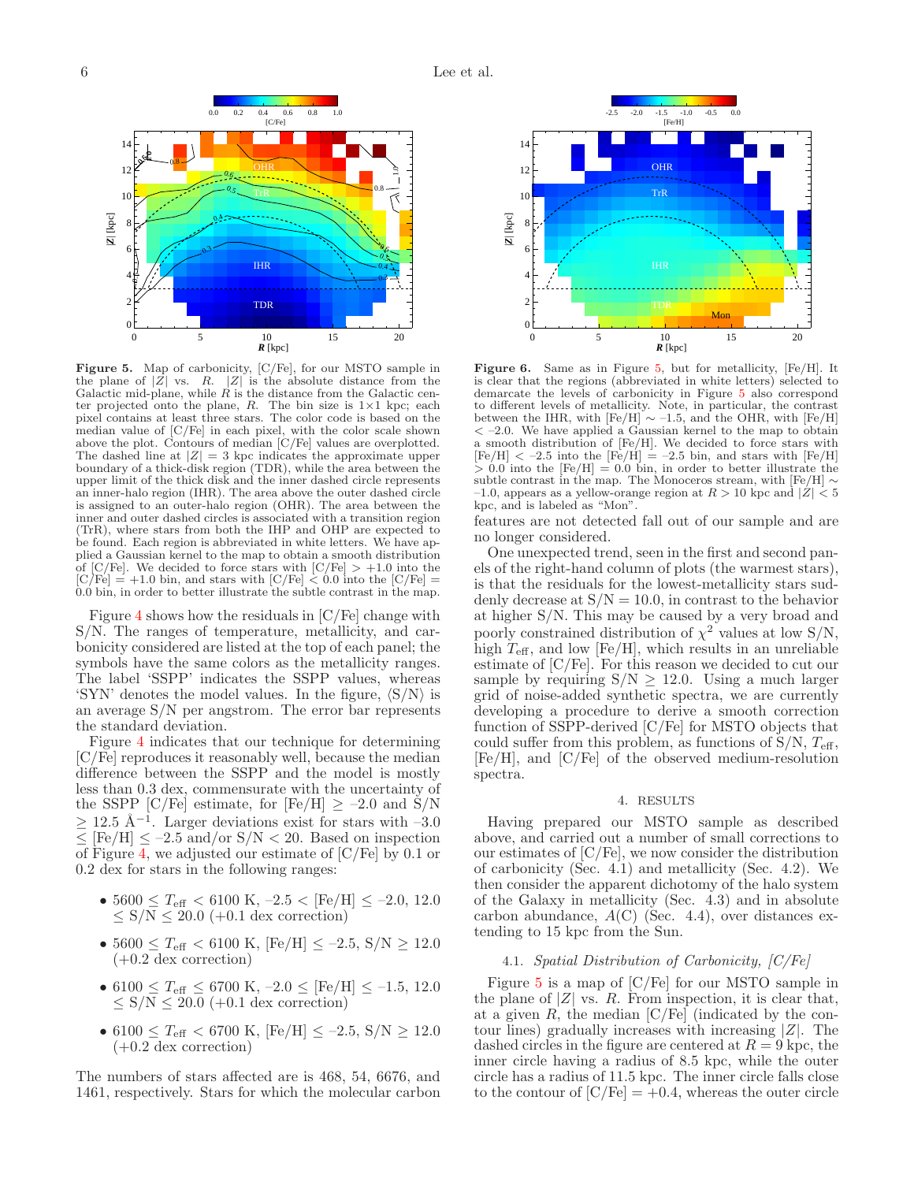**Figure 5.** Map of carbonicity, [C/Fe], for our MSTO sample in the plane of $|Z|$ vs. $R$. $|Z|$ is the absolute distance from the Galactic mid-plane, while $R$ is the distance from the Galactic center projected onto the plane, $R$. The bin size is 1×1 kpc; each pixel contains at least three stars. The color code is based on the median value of [C/Fe] in each pixel, with the color scale shown above the plot. Contours of median [C/Fe] values are overplotted. The dashed line at $|Z|$ = 3 kpc indicates the approximate upper boundary of a thick-disk region (TDR), while the area between the upper limit of the thick disk and the inner dashed circle represents an inner-halo region (IHR). The area above the outer dashed circle is assigned to an outer-halo region (OHR). The area between the inner and outer dashed circles is associated with a transition region (TrR), where stars from both the IHP and OHP are expected to be found. Each region is abbreviated in white letters. We have applied a Gaussian kernel to the map to obtain a smooth distribution of [C/Fe]. We decided to force stars with [C/Fe] > +1.0 into the [C/Fe] = +1.0 bin, and stars with [C/Fe] < 0.0 into the [C/Fe] = 0.0 bin, in order to better illustrate the subtle contrast in the map.

**Figure 6.** Same as in Figure 5, but for metallicity, [Fe/H]. It is clear that the regions (abbreviated in white letters) selected to demarcate the levels of carbonicity in Figure 5 also correspond to different levels of metallicity. Note, in particular, the contrast between the IHR, with [Fe/H] ∼ –1.5, and the OHR, with [Fe/H] < –2.0. We have applied a Gaussian kernel to the map to obtain a smooth distribution of [Fe/H]. We decided to force stars with [Fe/H] < –2.5 into the [Fe/H] = –2.5 bin, and stars with [Fe/H] > 0.0 into the [Fe/H] = 0.0 bin, in order to better illustrate the subtle contrast in the map. The Monoceros stream, with [Fe/H] ∼ –1.0, appears as a yellow-orange region at $R$ > 10 kpc and $|Z|$ < 5 kpc, and is labeled as "Mon".

Figure 4 shows how the residuals in [C/Fe] change with S/N. The ranges of temperature, metallicity, and carbonicity considered are listed at the top of each panel; the symbols have the same colors as the metallicity ranges. The label 'SSPP' indicates the SSPP values, whereas 'SYN' denotes the model values. In the figure, ⟨S/N⟩ is an average S/N per angstrom. The error bar represents the standard deviation.

Figure 4 indicates that our technique for determining [C/Fe] reproduces it reasonably well, because the median difference between the SSPP and the model is mostly less than 0.3 dex, commensurate with the uncertainty of the SSPP [C/Fe] estimate, for [Fe/H] ≥ –2.0 and S/N ≥ 12.5 Å$^{-1}$. Larger deviations exist for stars with –3.0 ≤ [Fe/H] ≤ –2.5 and/or S/N < 20. Based on inspection of Figure 4, we adjusted our estimate of [C/Fe] by 0.1 or 0.2 dex for stars in the following ranges:

- 5600 ≤ $T_{\rm eff}$ < 6100 K, –2.5 < [Fe/H] ≤ –2.0, 12.0 ≤ S/N ≤ 20.0 (+0.1 dex correction)
- 5600 ≤ $T_{\rm eff}$ < 6100 K, [Fe/H] ≤ –2.5, S/N ≥ 12.0 (+0.2 dex correction)
- 6100 ≤ $T_{\rm eff}$ ≤ 6700 K, –2.0 ≤ [Fe/H] ≤ –1.5, 12.0 ≤ S/N ≤ 20.0 (+0.1 dex correction)
- 6100 ≤ $T_{\rm eff}$ < 6700 K, [Fe/H] ≤ –2.5, S/N ≥ 12.0 (+0.2 dex correction)

The numbers of stars affected are 468, 54, 6676, and 1461, respectively. Stars for which the molecular carbon features are not detected fall out of our sample and are no longer considered.

One unexpected trend, seen in the first and second panels of the right-hand column of plots (the warmest stars), is that the residuals for the lowest-metallicity stars suddenly decrease at S/N = 10.0, in contrast to the behavior at higher S/N. This may be caused by a very broad and poorly constrained distribution of $\chi^2$ values at low S/N, high $T_{\rm eff}$, and low [Fe/H], which results in an unreliable estimate of [C/Fe]. For this reason we decided to cut our sample by requiring S/N ≥ 12.0. Using a much larger grid of noise-added synthetic spectra, we are currently developing a procedure to derive a smooth correction function of SSPP-derived [C/Fe] for MSTO objects that could suffer from this problem, as functions of S/N, $T_{\rm eff}$, [Fe/H], and [C/Fe] of the observed medium-resolution spectra.

## 4. RESULTS

Having prepared our MSTO sample as described above, and carried out a number of small corrections to our estimates of [C/Fe], we now consider the distribution of carbonicity (Sec. 4.1) and metallicity (Sec. 4.2). We then consider the apparent dichotomy of the halo system of the Galaxy in metallicity (Sec. 4.3) and in absolute carbon abundance, $A$(C) (Sec. 4.4), over distances extending to 15 kpc from the Sun.

### 4.1. *Spatial Distribution of Carbonicity, [C/Fe]*

Figure 5 is a map of [C/Fe] for our MSTO sample in the plane of $|Z|$ vs. $R$. From inspection, it is clear that, at a given $R$, the median [C/Fe] (indicated by the contour lines) gradually increases with increasing $|Z|$. The dashed circles in the figure are centered at $R$ = 9 kpc, the inner circle having a radius of 8.5 kpc, while the outer circle has a radius of 11.5 kpc. The inner circle falls close to the contour of [C/Fe] = +0.4, whereas the outer circle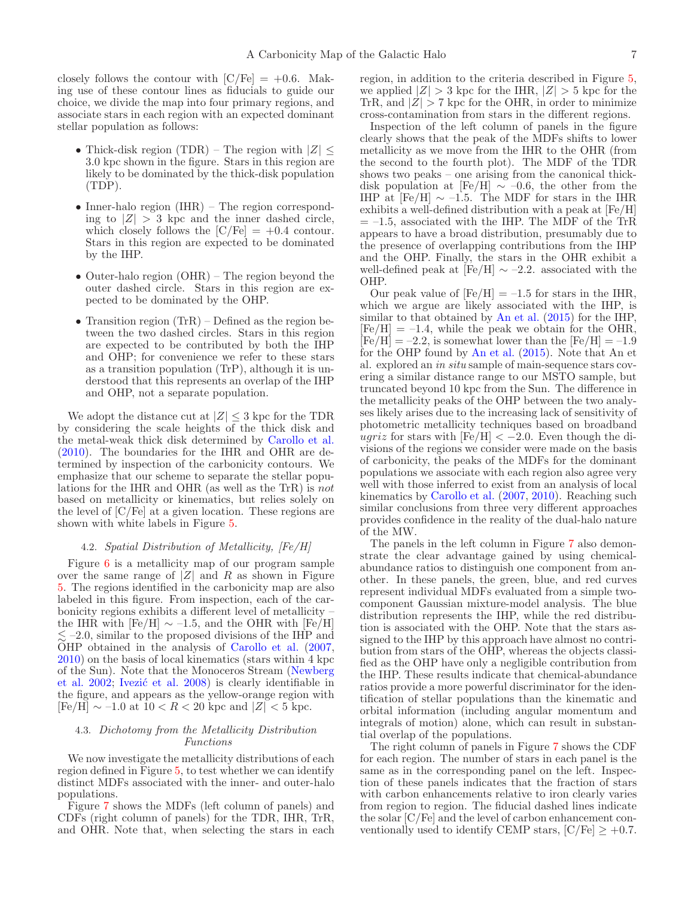closely follows the contour with [C/Fe] = +0.6. Making use of these contour lines as fiducials to guide our choice, we divide the map into four primary regions, and associate stars in each region with an expected dominant stellar population as follows:

- Thick-disk region (TDR) – The region with $|Z| \leq 3.0$ kpc shown in the figure. Stars in this region are likely to be dominated by the thick-disk population (TDP).
- Inner-halo region (IHR) – The region corresponding to $|Z| > 3$ kpc and the inner dashed circle, which closely follows the [C/Fe] = +0.4 contour. Stars in this region are expected to be dominated by the IHP.
- Outer-halo region (OHR) – The region beyond the outer dashed circle. Stars in this region are expected to be dominated by the OHP.
- Transition region (TrR) – Defined as the region between the two dashed circles. Stars in this region are expected to be contributed by both the IHP and OHP; for convenience we refer to these stars as a transition population (TrP), although it is understood that this represents an overlap of the IHP and OHP, not a separate population.

We adopt the distance cut at $|Z| \leq 3$ kpc for the TDR by considering the scale heights of the thick disk and the metal-weak thick disk determined by Carollo et al. (2010). The boundaries for the IHR and OHR are determined by inspection of the carbonicity contours. We emphasize that our scheme to separate the stellar populations for the IHR and OHR (as well as the TrR) is *not* based on metallicity or kinematics, but relies solely on the level of [C/Fe] at a given location. These regions are shown with white labels in Figure 5.

### 4.2. *Spatial Distribution of Metallicity, [Fe/H]*

Figure 6 is a metallicity map of our program sample over the same range of $|Z|$ and $R$ as shown in Figure 5. The regions identified in the carbonicity map are also labeled in this figure. From inspection, each of the carbonicity regions exhibits a different level of metallicity – the IHR with [Fe/H] $\sim$ –1.5, and the OHR with [Fe/H] $\lesssim$ –2.0, similar to the proposed divisions of the IHP and OHP obtained in the analysis of Carollo et al. (2007, 2010) on the basis of local kinematics (stars within 4 kpc of the Sun). Note that the Monoceros Stream (Newberg et al. 2002; Ivezić et al. 2008) is clearly identifiable in the figure, and appears as the yellow-orange region with [Fe/H] $\sim$ –1.0 at $10 < R < 20$ kpc and $|Z| < 5$ kpc.

### 4.3. *Dichotomy from the Metallicity Distribution Functions*

We now investigate the metallicity distributions of each region defined in Figure 5, to test whether we can identify distinct MDFs associated with the inner- and outer-halo populations.

Figure 7 shows the MDFs (left column of panels) and CDFs (right column of panels) for the TDR, IHR, TrR, and OHR. Note that, when selecting the stars in each region, in addition to the criteria described in Figure 5, we applied $|Z| > 3$ kpc for the IHR, $|Z| > 5$ kpc for the TrR, and $|Z| > 7$ kpc for the OHR, in order to minimize cross-contamination from stars in the different regions.

Inspection of the left column of panels in the figure clearly shows that the peak of the MDFs shifts to lower metallicity as we move from the IHR to the OHR (from the second to the fourth plot). The MDF of the TDR shows two peaks – one arising from the canonical thick-disk population at [Fe/H] $\sim$ –0.6, the other from the IHP at [Fe/H] $\sim$ –1.5. The MDF for stars in the IHR exhibits a well-defined distribution with a peak at [Fe/H] = –1.5, associated with the IHP. The MDF of the TrR appears to have a broad distribution, presumably due to the presence of overlapping contributions from the IHP and the OHP. Finally, the stars in the OHR exhibit a well-defined peak at [Fe/H] $\sim$ –2.2. associated with the OHP.

Our peak value of [Fe/H] = –1.5 for stars in the IHR, which we argue are likely associated with the IHP, is similar to that obtained by An et al. (2015) for the IHP, [Fe/H] = –1.4, while the peak we obtain for the OHR, [Fe/H] = –2.2, is somewhat lower than the [Fe/H] = –1.9 for the OHP found by An et al. (2015). Note that An et al. explored an *in situ* sample of main-sequence stars covering a similar distance range to our MSTO sample, but truncated beyond 10 kpc from the Sun. The difference in the metallicity peaks of the OHP between the two analyses likely arises due to the increasing lack of sensitivity of photometric metallicity techniques based on broadband *ugriz* for stars with [Fe/H] $< -2.0$. Even though the divisions of the regions we consider were made on the basis of carbonicity, the peaks of the MDFs for the dominant populations we associate with each region also agree very well with those inferred to exist from an analysis of local kinematics by Carollo et al. (2007, 2010). Reaching such similar conclusions from three very different approaches provides confidence in the reality of the dual-halo nature of the MW.

The panels in the left column in Figure 7 also demonstrate the clear advantage gained by using chemical-abundance ratios to distinguish one component from another. In these panels, the green, blue, and red curves represent individual MDFs evaluated from a simple two-component Gaussian mixture-model analysis. The blue distribution represents the IHP, while the red distribution is associated with the OHP. Note that the stars assigned to the IHP by this approach have almost no contribution from stars of the OHP, whereas the objects classified as the OHP have only a negligible contribution from the IHP. These results indicate that chemical-abundance ratios provide a more powerful discriminator for the identification of stellar populations than the kinematic and orbital information (including angular momentum and integrals of motion) alone, which can result in substantial overlap of the populations.

The right column of panels in Figure 7 shows the CDF for each region. The number of stars in each panel is the same as in the corresponding panel on the left. Inspection of these panels indicates that the fraction of stars with carbon enhancements relative to iron clearly varies from region to region. The fiducial dashed lines indicate the solar [C/Fe] and the level of carbon enhancement conventionally used to identify CEMP stars, [C/Fe] $\geq +0.7$.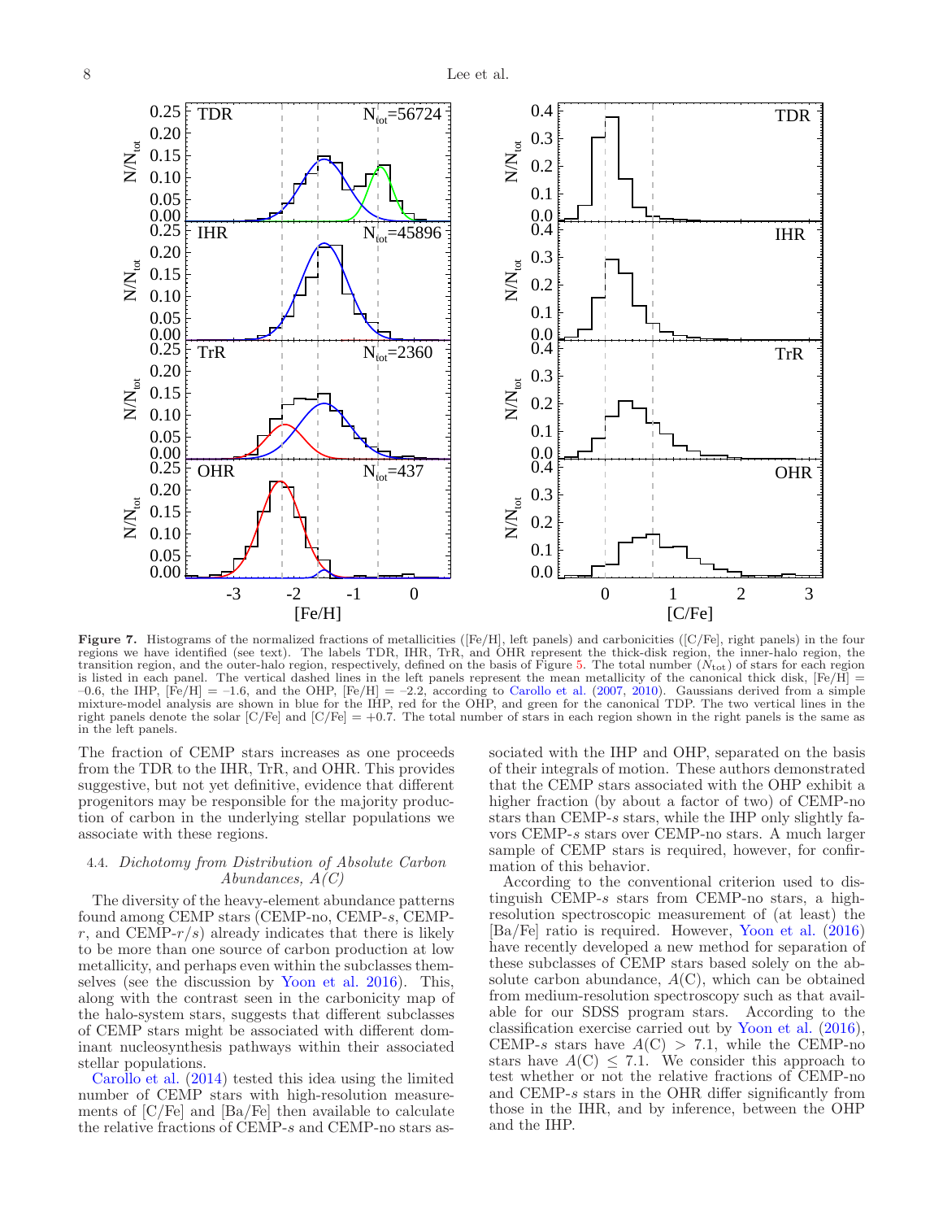**Figure 7.** Histograms of the normalized fractions of metallicities ([Fe/H], left panels) and carbonicities ([C/Fe], right panels) in the four regions we have identified (see text). The labels TDR, IHR, TrR, and OHR represent the thick-disk region, the inner-halo region, the transition region, and the outer-halo region, respectively, defined on the basis of Figure 5. The total number ($N_{tot}$) of stars for each region is listed in each panel. The vertical dashed lines in the left panels represent the mean metallicity of the canonical thick disk, [Fe/H] = –0.6, the IHP, [Fe/H] = –1.6, and the OHP, [Fe/H] = –2.2, according to Carollo et al. (2007, 2010). Gaussians derived from a simple mixture-model analysis are shown in blue for the IHP, red for the OHP, and green for the canonical TDP. The two vertical lines in the right panels denote the solar [C/Fe] and [C/Fe] = +0.7. The total number of stars in each region shown in the right panels is the same as in the left panels.

The fraction of CEMP stars increases as one proceeds from the TDR to the IHR, TrR, and OHR. This provides suggestive, but not yet definitive, evidence that different progenitors may be responsible for the majority production of carbon in the underlying stellar populations we associate with these regions.

### 4.4. *Dichotomy from Distribution of Absolute Carbon Abundances, A(C)*

The diversity of the heavy-element abundance patterns found among CEMP stars (CEMP-no, CEMP-$s$, CEMP-$r$, and CEMP-$r/s$) already indicates that there is likely to be more than one source of carbon production at low metallicity, and perhaps even within the subclasses themselves (see the discussion by Yoon et al. 2016). This, along with the contrast seen in the carbonicity map of the halo-system stars, suggests that different subclasses of CEMP stars might be associated with different dominant nucleosynthesis pathways within their associated stellar populations.

Carollo et al. (2014) tested this idea using the limited number of CEMP stars with high-resolution measurements of [C/Fe] and [Ba/Fe] then available to calculate the relative fractions of CEMP-$s$ and CEMP-no stars associated with the IHP and OHP, separated on the basis of their integrals of motion. These authors demonstrated that the CEMP stars associated with the OHP exhibit a higher fraction (by about a factor of two) of CEMP-no stars than CEMP-$s$ stars, while the IHP only slightly favors CEMP-$s$ stars over CEMP-no stars. A much larger sample of CEMP stars is required, however, for confirmation of this behavior.

According to the conventional criterion used to distinguish CEMP-$s$ stars from CEMP-no stars, a high-resolution spectroscopic measurement of (at least) the [Ba/Fe] ratio is required. However, Yoon et al. (2016) have recently developed a new method for separation of these subclasses of CEMP stars based solely on the absolute carbon abundance, $A$(C), which can be obtained from medium-resolution spectroscopy such as that available for our SDSS program stars. According to the classification exercise carried out by Yoon et al. (2016), CEMP-$s$ stars have $A(\mathrm{C}) > 7.1$, while the CEMP-no stars have $A(\mathrm{C}) \leq 7.1$. We consider this approach to test whether or not the relative fractions of CEMP-no and CEMP-$s$ stars in the OHR differ significantly from those in the IHR, and by inference, between the OHP and the IHP.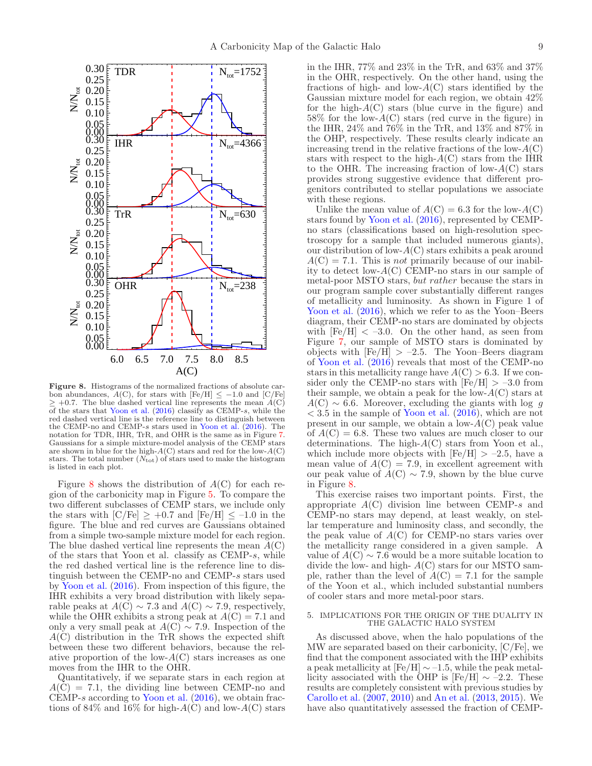**Figure 8.** Histograms of the normalized fractions of absolute carbon abundances, A(C), for stars with [Fe/H] $\leq -1.0$ and [C/Fe] $\geq +0.7$. The blue dashed vertical line represents the mean A(C) of the stars that Yoon et al. (2016) classify as CEMP-*s*, while the red dashed vertical line is the reference line to distinguish between the CEMP-no and CEMP-*s* stars used in Yoon et al. (2016). The notation for TDR, IHR, TrR, and OHR is the same as in Figure 7. Gaussians for a simple mixture-model analysis of the CEMP stars are shown in blue for the high-A(C) stars and red for the low-A(C) stars. The total number ($N_{\rm tot}$) of stars used to make the histogram is listed in each plot.

Figure 8 shows the distribution of A(C) for each region of the carbonicity map in Figure 5. To compare the two different subclasses of CEMP stars, we include only the stars with [C/Fe] $\geq +0.7$ and [Fe/H] $\leq -1.0$ in the figure. The blue and red curves are Gaussians obtained from a simple two-sample mixture model for each region. The blue dashed vertical line represents the mean A(C) of the stars that Yoon et al. classify as CEMP-*s*, while the red dashed vertical line is the reference line to distinguish between the CEMP-no and CEMP-*s* stars used by Yoon et al. (2016). From inspection of this figure, the IHR exhibits a very broad distribution with likely separable peaks at A(C) $\sim$ 7.3 and A(C) $\sim$ 7.9, respectively, while the OHR exhibits a strong peak at A(C) = 7.1 and only a very small peak at A(C) $\sim$ 7.9. Inspection of the A(C) distribution in the TrR shows the expected shift between these two different behaviors, because the relative proportion of the low-A(C) stars increases as one moves from the IHR to the OHR.

Quantitatively, if we separate stars in each region at A(C) = 7.1, the dividing line between CEMP-no and CEMP-*s* according to Yoon et al. (2016), we obtain fractions of 84% and 16% for high-A(C) and low-A(C) stars in the IHR, 77% and 23% in the TrR, and 63% and 37% in the OHR, respectively. On the other hand, using the fractions of high- and low-A(C) stars identified by the Gaussian mixture model for each region, we obtain 42% for the high-A(C) stars (blue curve in the figure) and 58% for the low-A(C) stars (red curve in the figure) in the IHR, 24% and 76% in the TrR, and 13% and 87% in the OHP, respectively. These results clearly indicate an increasing trend in the relative fractions of the low-A(C) stars with respect to the high-A(C) stars from the IHR to the OHR. The increasing fraction of low-A(C) stars provides strong suggestive evidence that different progenitors contributed to stellar populations we associate with these regions.

Unlike the mean value of A(C) = 6.3 for the low-A(C) stars found by Yoon et al. (2016), represented by CEMP-no stars (classifications based on high-resolution spectroscopy for a sample that included numerous giants), our distribution of low-A(C) stars exhibits a peak around A(C) = 7.1. This is *not* primarily because of our inability to detect low-A(C) CEMP-no stars in our sample of metal-poor MSTO stars, *but rather* because the stars in our program sample cover substantially different ranges of metallicity and luminosity. As shown in Figure 1 of Yoon et al. (2016), which we refer to as the Yoon–Beers diagram, their CEMP-no stars are dominated by objects with [Fe/H] < –3.0. On the other hand, as seen from Figure 7, our sample of MSTO stars is dominated by objects with [Fe/H] > –2.5. The Yoon–Beers diagram of Yoon et al. (2016) reveals that most of the CEMP-no stars in this metallicity range have A(C) > 6.3. If we consider only the CEMP-no stars with [Fe/H] > –3.0 from their sample, we obtain a peak for the low-A(C) stars at A(C) $\sim$ 6.6. Moreover, excluding the giants with log *g* < 3.5 in the sample of Yoon et al. (2016), which are not present in our sample, we obtain a low-A(C) peak value of A(C) = 6.8. These two values are much closer to our determinations. The high-A(C) stars from Yoon et al., which include more objects with [Fe/H] > –2.5, have a mean value of A(C) = 7.9, in excellent agreement with our peak value of A(C) $\sim$ 7.9, shown by the blue curve in Figure 8.

This exercise raises two important points. First, the appropriate A(C) division line between CEMP-*s* and CEMP-no stars may depend, at least weakly, on stellar temperature and luminosity class, and secondly, the the peak value of A(C) for CEMP-no stars varies over the metallicity range considered in a given sample. A value of A(C) $\sim$ 7.6 would be a more suitable location to divide the low- and high- A(C) stars for our MSTO sample, rather than the level of A(C) = 7.1 for the sample of the Yoon et al., which included substantial numbers of cooler stars and more metal-poor stars.

## 5. IMPLICATIONS FOR THE ORIGIN OF THE DUALITY IN THE GALACTIC HALO SYSTEM

As discussed above, when the halo populations of the MW are separated based on their carbonicity, [C/Fe], we find that the component associated with the IHP exhibits a peak metallicity at [Fe/H] $\sim$ –1.5, while the peak metallicity associated with the OHP is [Fe/H] $\sim$ –2.2. These results are completely consistent with previous studies by Carollo et al. (2007, 2010) and An et al. (2013, 2015). We have also quantitatively assessed the fraction of CEMP-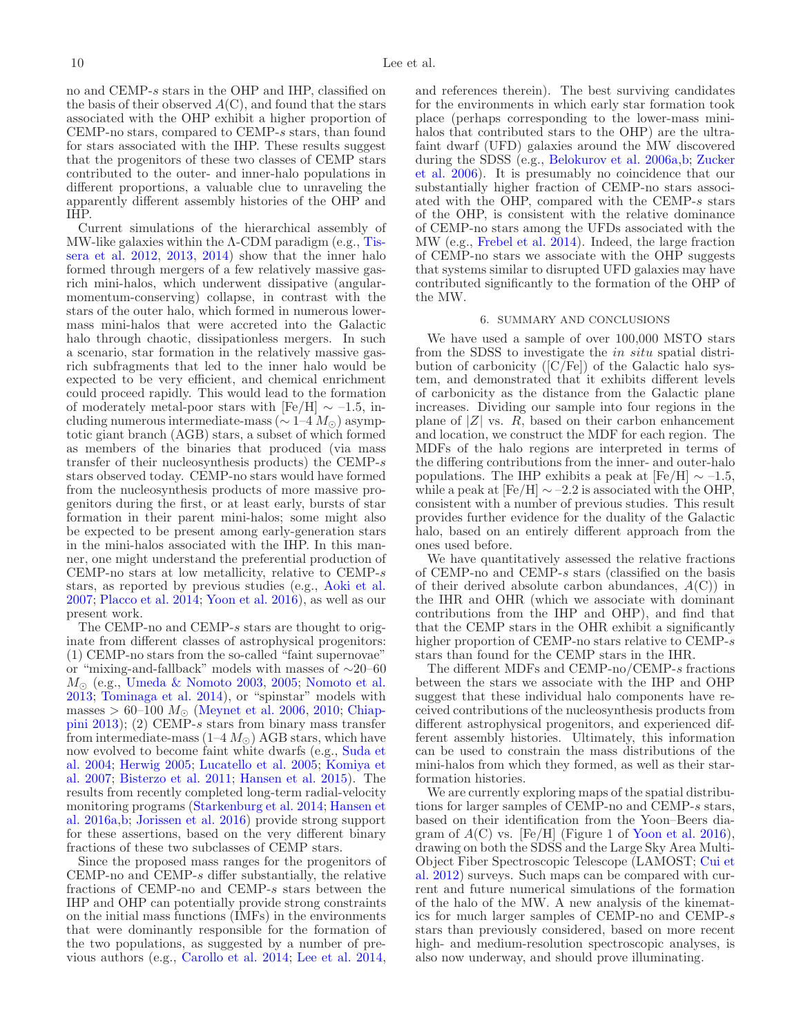no and CEMP-$s$ stars in the OHP and IHP, classified on the basis of their observed $A$(C), and found that the stars associated with the OHP exhibit a higher proportion of CEMP-no stars, compared to CEMP-$s$ stars, than found for stars associated with the IHP. These results suggest that the progenitors of these two classes of CEMP stars contributed to the outer- and inner-halo populations in different proportions, a valuable clue to unraveling the apparently different assembly histories of the OHP and IHP.

Current simulations of the hierarchical assembly of MW-like galaxies within the Λ-CDM paradigm (e.g., Tissera et al. 2012, 2013, 2014) show that the inner halo formed through mergers of a few relatively massive gas-rich mini-halos, which underwent dissipative (angular-momentum-conserving) collapse, in contrast with the stars of the outer halo, which formed in numerous lower-mass mini-halos that were accreted into the Galactic halo through chaotic, dissipationless mergers. In such a scenario, star formation in the relatively massive gas-rich subfragments that led to the inner halo would be expected to be very efficient, and chemical enrichment could proceed rapidly. This would lead to the formation of moderately metal-poor stars with [Fe/H] $\sim$ –1.5, including numerous intermediate-mass ($\sim$ 1–4 $M_{\odot}$) asymptotic giant branch (AGB) stars, a subset of which formed as members of the binaries that produced (via mass transfer of their nucleosynthesis products) the CEMP-$s$ stars observed today. CEMP-no stars would have formed from the nucleosynthesis products of more massive progenitors during the first, or at least early, bursts of star formation in their parent mini-halos; some might also be expected to be present among early-generation stars in the mini-halos associated with the IHP. In this manner, one might understand the preferential production of CEMP-no stars at low metallicity, relative to CEMP-$s$ stars, as reported by previous studies (e.g., Aoki et al. 2007; Placco et al. 2014; Yoon et al. 2016), as well as our present work.

The CEMP-no and CEMP-$s$ stars are thought to originate from different classes of astrophysical progenitors: (1) CEMP-no stars from the so-called "faint supernovae" or "mixing-and-fallback" models with masses of $\sim$20–60 $M_{\odot}$ (e.g., Umeda & Nomoto 2003, 2005; Nomoto et al. 2013; Tominaga et al. 2014), or "spinstar" models with masses > 60–100 $M_{\odot}$ (Meynet et al. 2006, 2010; Chiappini 2013); (2) CEMP-$s$ stars from binary mass transfer from intermediate-mass (1–4 $M_{\odot}$) AGB stars, which have now evolved to become faint white dwarfs (e.g., Suda et al. 2004; Herwig 2005; Lucatello et al. 2005; Komiya et al. 2007; Bisterzo et al. 2011; Hansen et al. 2015). The results from recently completed long-term radial-velocity monitoring programs (Starkenburg et al. 2014; Hansen et al. 2016a,b; Jorissen et al. 2016) provide strong support for these assertions, based on the very different binary fractions of these two subclasses of CEMP stars.

Since the proposed mass ranges for the progenitors of CEMP-no and CEMP-$s$ differ substantially, the relative fractions of CEMP-no and CEMP-$s$ stars between the IHP and OHP can potentially provide strong constraints on the initial mass functions (IMFs) in the environments that were dominantly responsible for the formation of the two populations, as suggested by a number of previous authors (e.g., Carollo et al. 2014; Lee et al. 2014, and references therein). The best surviving candidates for the environments in which early star formation took place (perhaps corresponding to the lower-mass mini-halos that contributed stars to the OHP) are the ultra-faint dwarf (UFD) galaxies around the MW discovered during the SDSS (e.g., Belokurov et al. 2006a,b; Zucker et al. 2006). It is presumably no coincidence that our substantially higher fraction of CEMP-no stars associated with the OHP, compared with the CEMP-$s$ stars of the OHP, is consistent with the relative dominance of CEMP-no stars among the UFDs associated with the MW (e.g., Frebel et al. 2014). Indeed, the large fraction of CEMP-no stars we associate with the OHP suggests that systems similar to disrupted UFD galaxies may have contributed significantly to the formation of the OHP of the MW.

## 6. SUMMARY AND CONCLUSIONS

We have used a sample of over 100,000 MSTO stars from the SDSS to investigate the *in situ* spatial distribution of carbonicity ([C/Fe]) of the Galactic halo system, and demonstrated that it exhibits different levels of carbonicity as the distance from the Galactic plane increases. Dividing our sample into four regions in the plane of $|Z|$ vs. $R$, based on their carbon enhancement and location, we construct the MDF for each region. The MDFs of the halo regions are interpreted in terms of the differing contributions from the inner- and outer-halo populations. The IHP exhibits a peak at [Fe/H] $\sim$ –1.5, while a peak at [Fe/H] $\sim$ –2.2 is associated with the OHP, consistent with a number of previous studies. This result provides further evidence for the duality of the Galactic halo, based on an entirely different approach from the ones used before.

We have quantitatively assessed the relative fractions of CEMP-no and CEMP-$s$ stars (classified on the basis of their derived absolute carbon abundances, $A$(C)) in the IHR and OHR (which we associate with dominant contributions from the IHP and OHP), and find that that the CEMP stars in the OHR exhibit a significantly higher proportion of CEMP-no stars relative to CEMP-$s$ stars than found for the CEMP stars in the IHR.

The different MDFs and CEMP-no/CEMP-$s$ fractions between the stars we associate with the IHP and OHP suggest that these individual halo components have received contributions of the nucleosynthesis products from different astrophysical progenitors, and experienced different assembly histories. Ultimately, this information can be used to constrain the mass distributions of the mini-halos from which they formed, as well as their star-formation histories.

We are currently exploring maps of the spatial distributions for larger samples of CEMP-no and CEMP-$s$ stars, based on their identification from the Yoon–Beers diagram of $A$(C) vs. [Fe/H] (Figure 1 of Yoon et al. 2016), drawing on both the SDSS and the Large Sky Area Multi-Object Fiber Spectroscopic Telescope (LAMOST; Cui et al. 2012) surveys. Such maps can be compared with current and future numerical simulations of the formation of the halo of the MW. A new analysis of the kinematics for much larger samples of CEMP-no and CEMP-$s$ stars than previously considered, based on more recent high- and medium-resolution spectroscopic analyses, is also now underway, and should prove illuminating.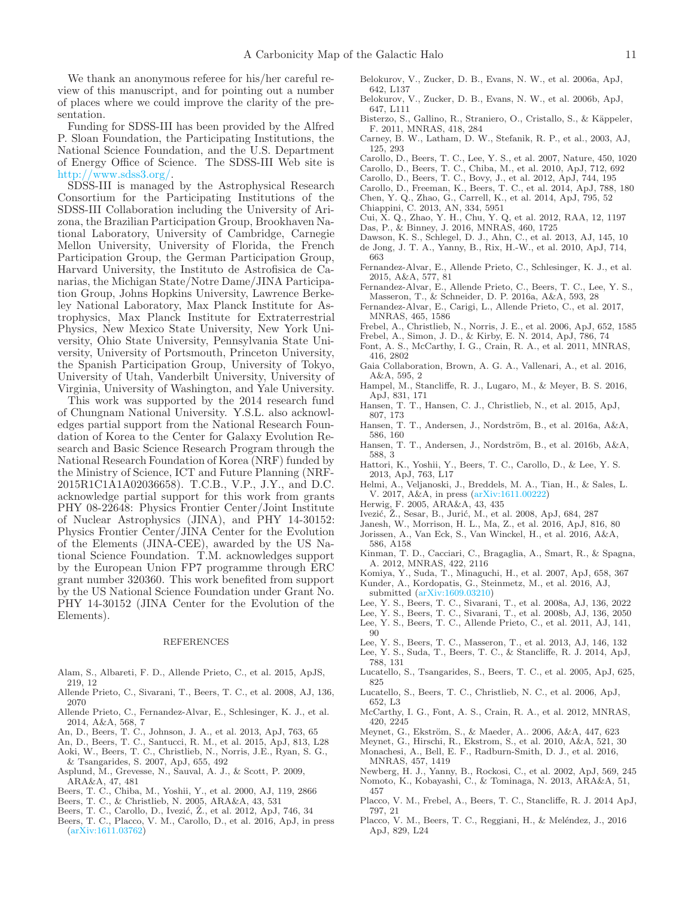We thank an anonymous referee for his/her careful review of this manuscript, and for pointing out a number of places where we could improve the clarity of the presentation.

Funding for SDSS-III has been provided by the Alfred P. Sloan Foundation, the Participating Institutions, the National Science Foundation, and the U.S. Department of Energy Office of Science. The SDSS-III Web site is http://www.sdss3.org/.

SDSS-III is managed by the Astrophysical Research Consortium for the Participating Institutions of the SDSS-III Collaboration including the University of Arizona, the Brazilian Participation Group, Brookhaven National Laboratory, University of Cambridge, Carnegie Mellon University, University of Florida, the French Participation Group, the German Participation Group, Harvard University, the Instituto de Astrofisica de Canarias, the Michigan State/Notre Dame/JINA Participation Group, Johns Hopkins University, Lawrence Berkeley National Laboratory, Max Planck Institute for Astrophysics, Max Planck Institute for Extraterrestrial Physics, New Mexico State University, New York University, Ohio State University, Pennsylvania State University, University of Portsmouth, Princeton University, the Spanish Participation Group, University of Tokyo, University of Utah, Vanderbilt University, University of Virginia, University of Washington, and Yale University.

This work was supported by the 2014 research fund of Chungnam National University. Y.S.L. also acknowledges partial support from the National Research Foundation of Korea to the Center for Galaxy Evolution Research and Basic Science Research Program through the National Research Foundation of Korea (NRF) funded by the Ministry of Science, ICT and Future Planning (NRF-2015R1C1A1A02036658). T.C.B., V.P., J.Y., and D.C. acknowledge partial support for this work from grants PHY 08-22648: Physics Frontier Center/Joint Institute of Nuclear Astrophysics (JINA), and PHY 14-30152: Physics Frontier Center/JINA Center for the Evolution of the Elements (JINA-CEE), awarded by the US National Science Foundation. T.M. acknowledges support by the European Union FP7 programme through ERC grant number 320360. This work benefited from support by the US National Science Foundation under Grant No. PHY 14-30152 (JINA Center for the Evolution of the Elements).

## REFERENCES

Alam, S., Albareti, F. D., Allende Prieto, C., et al. 2015, ApJS, 219, 12

Allende Prieto, C., Sivarani, T., Beers, T. C., et al. 2008, AJ, 136, 2070

Allende Prieto, C., Fernandez-Alvar, E., Schlesinger, K. J., et al. 2014, A&A, 568, 7

An, D., Beers, T. C., Johnson, J. A., et al. 2013, ApJ, 763, 65

An, D., Beers, T. C., Santucci, R. M., et al. 2015, ApJ, 813, L28

Aoki, W., Beers, T. C., Christlieb, N., Norris, J.E., Ryan, S. G., & Tsangarides, S. 2007, ApJ, 655, 492

Asplund, M., Grevesse, N., Sauval, A. J., & Scott, P. 2009, ARA&A, 47, 481

Beers, T. C., Chiba, M., Yoshii, Y., et al. 2000, AJ, 119, 2866

Beers, T. C., & Christlieb, N. 2005, ARA&A, 43, 531

Beers, T. C., Carollo, D., Ivezić, Ž., et al. 2012, ApJ, 746, 34

Beers, T. C., Placco, V. M., Carollo, D., et al. 2016, ApJ, in press (arXiv:1611.03762)

Belokurov, V., Zucker, D. B., Evans, N. W., et al. 2006a, ApJ, 642, L137

Belokurov, V., Zucker, D. B., Evans, N. W., et al. 2006b, ApJ, 647, L111

Bisterzo, S., Gallino, R., Straniero, O., Cristallo, S., & Käppeler, F. 2011, MNRAS, 418, 284

Carney, B. W., Latham, D. W., Stefanik, R. P., et al., 2003, AJ, 125, 293

Carollo, D., Beers, T. C., Lee, Y. S., et al. 2007, Nature, 450, 1020

Carollo, D., Beers, T. C., Chiba, M., et al. 2010, ApJ, 712, 692

Carollo, D., Beers, T. C., Bovy, J., et al. 2012, ApJ, 744, 195

Carollo, D., Freeman, K., Beers, T. C., et al. 2014, ApJ, 788, 180

Chen, Y. Q., Zhao, G., Carrell, K., et al. 2014, ApJ, 795, 52

Chiappini, C. 2013, AN, 334, 5951

Cui, X. Q., Zhao, Y. H., Chu, Y. Q, et al. 2012, RAA, 12, 1197

Das, P., & Binney, J. 2016, MNRAS, 460, 1725

Dawson, K. S., Schlegel, D. J., Ahn, C., et al. 2013, AJ, 145, 10

de Jong, J. T. A., Yanny, B., Rix, H.-W., et al. 2010, ApJ, 714, 663

Fernandez-Alvar, E., Allende Prieto, C., Schlesinger, K. J., et al. 2015, A&A, 577, 81

Fernandez-Alvar, E., Allende Prieto, C., Beers, T. C., Lee, Y. S., Masseron, T., & Schneider, D. P. 2016a, A&A, 593, 28

Fernandez-Alvar, E., Carigi, L., Allende Prieto, C., et al. 2017, MNRAS, 465, 1586

Frebel, A., Christlieb, N., Norris, J. E., et al. 2006, ApJ, 652, 1585

Frebel, A., Simon, J. D., & Kirby, E. N. 2014, ApJ, 786, 74

Font, A. S., McCarthy, I. G., Crain, R. A., et al. 2011, MNRAS, 416, 2802

Gaia Collaboration, Brown, A. G. A., Vallenari, A., et al. 2016, A&A, 595, 2

Hampel, M., Stancliffe, R. J., Lugaro, M., & Meyer, B. S. 2016, ApJ, 831, 171

Hansen, T. T., Hansen, C. J., Christlieb, N., et al. 2015, ApJ, 807, 173

Hansen, T. T., Andersen, J., Nordström, B., et al. 2016a, A&A, 586, 160

Hansen, T. T., Andersen, J., Nordström, B., et al. 2016b, A&A, 588, 3

Hattori, K., Yoshii, Y., Beers, T. C., Carollo, D., & Lee, Y. S. 2013, ApJ, 763, L17

Helmi, A., Veljanoski, J., Breddels, M. A., Tian, H., & Sales, L. V. 2017, A&A, in press (arXiv:1611.00222)

Herwig, F. 2005, ARA&A, 43, 435

Ivezić, Ž., Sesar, B., Jurić, M., et al. 2008, ApJ, 684, 287

Janesh, W., Morrison, H. L., Ma, Z., et al. 2016, ApJ, 816, 80

Jorissen, A., Van Eck, S., Van Winckel, H., et al. 2016, A&A, 586, A158

Kinman, T. D., Cacciari, C., Bragaglia, A., Smart, R., & Spagna, A. 2012, MNRAS, 422, 2116

Komiya, Y., Suda, T., Minaguchi, H., et al. 2007, ApJ, 658, 367

Kunder, A., Kordopatis, G., Steinmetz, M., et al. 2016, AJ, submitted (arXiv:1609.03210)

Lee, Y. S., Beers, T. C., Sivarani, T., et al. 2008a, AJ, 136, 2022

Lee, Y. S., Beers, T. C., Sivarani, T., et al. 2008b, AJ, 136, 2050

Lee, Y. S., Beers, T. C., Allende Prieto, C., et al. 2011, AJ, 141, 90

Lee, Y. S., Beers, T. C., Masseron, T., et al. 2013, AJ, 146, 132

Lee, Y. S., Suda, T., Beers, T. C., & Stancliffe, R. J. 2014, ApJ, 788, 131

Lucatello, S., Tsangarides, S., Beers, T. C., et al. 2005, ApJ, 625, 825

Lucatello, S., Beers, T. C., Christlieb, N. C., et al. 2006, ApJ, 652, L3

McCarthy, I. G., Font, A. S., Crain, R. A., et al. 2012, MNRAS, 420, 2245

Meynet, G., Ekström, S., & Maeder, A.. 2006, A&A, 447, 623

Meynet, G., Hirschi, R., Ekstrom, S., et al. 2010, A&A, 521, 30

Monachesi, A., Bell, E. F., Radburn-Smith, D. J., et al. 2016, MNRAS, 457, 1419

Newberg, H. J., Yanny, B., Rockosi, C., et al. 2002, ApJ, 569, 245

Nomoto, K., Kobayashi, C., & Tominaga, N. 2013, ARA&A, 51, 457

Placco, V. M., Frebel, A., Beers, T. C., Stancliffe, R. J. 2014 ApJ, 797, 21

Placco, V. M., Beers, T. C., Reggiani, H., & Meléndez, J., 2016 ApJ, 829, L24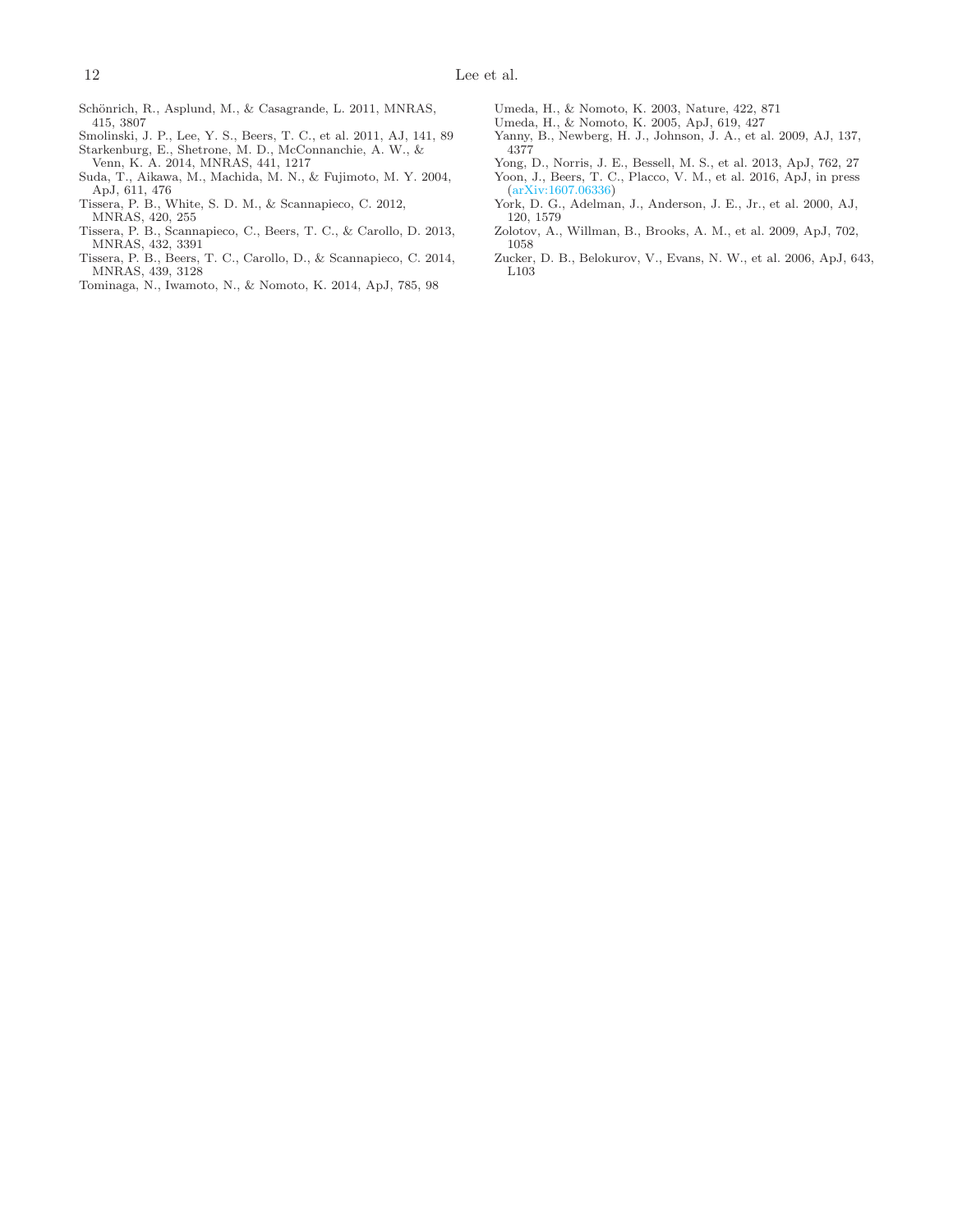Schönrich, R., Asplund, M., & Casagrande, L. 2011, MNRAS, 415, 3807

Smolinski, J. P., Lee, Y. S., Beers, T. C., et al. 2011, AJ, 141, 89

Starkenburg, E., Shetrone, M. D., McConnanchie, A. W., & Venn, K. A. 2014, MNRAS, 441, 1217

Suda, T., Aikawa, M., Machida, M. N., & Fujimoto, M. Y. 2004, ApJ, 611, 476

Tissera, P. B., White, S. D. M., & Scannapieco, C. 2012, MNRAS, 420, 255

Tissera, P. B., Scannapieco, C., Beers, T. C., & Carollo, D. 2013, MNRAS, 432, 3391

Tissera, P. B., Beers, T. C., Carollo, D., & Scannapieco, C. 2014, MNRAS, 439, 3128

Tominaga, N., Iwamoto, N., & Nomoto, K. 2014, ApJ, 785, 98

Umeda, H., & Nomoto, K. 2003, Nature, 422, 871

Umeda, H., & Nomoto, K. 2005, ApJ, 619, 427

Yanny, B., Newberg, H. J., Johnson, J. A., et al. 2009, AJ, 137, 4377

Yong, D., Norris, J. E., Bessell, M. S., et al. 2013, ApJ, 762, 27

Yoon, J., Beers, T. C., Placco, V. M., et al. 2016, ApJ, in press (arXiv:1607.06336)

York, D. G., Adelman, J., Anderson, J. E., Jr., et al. 2000, AJ, 120, 1579

Zolotov, A., Willman, B., Brooks, A. M., et al. 2009, ApJ, 702, 1058

Zucker, D. B., Belokurov, V., Evans, N. W., et al. 2006, ApJ, 643, L103